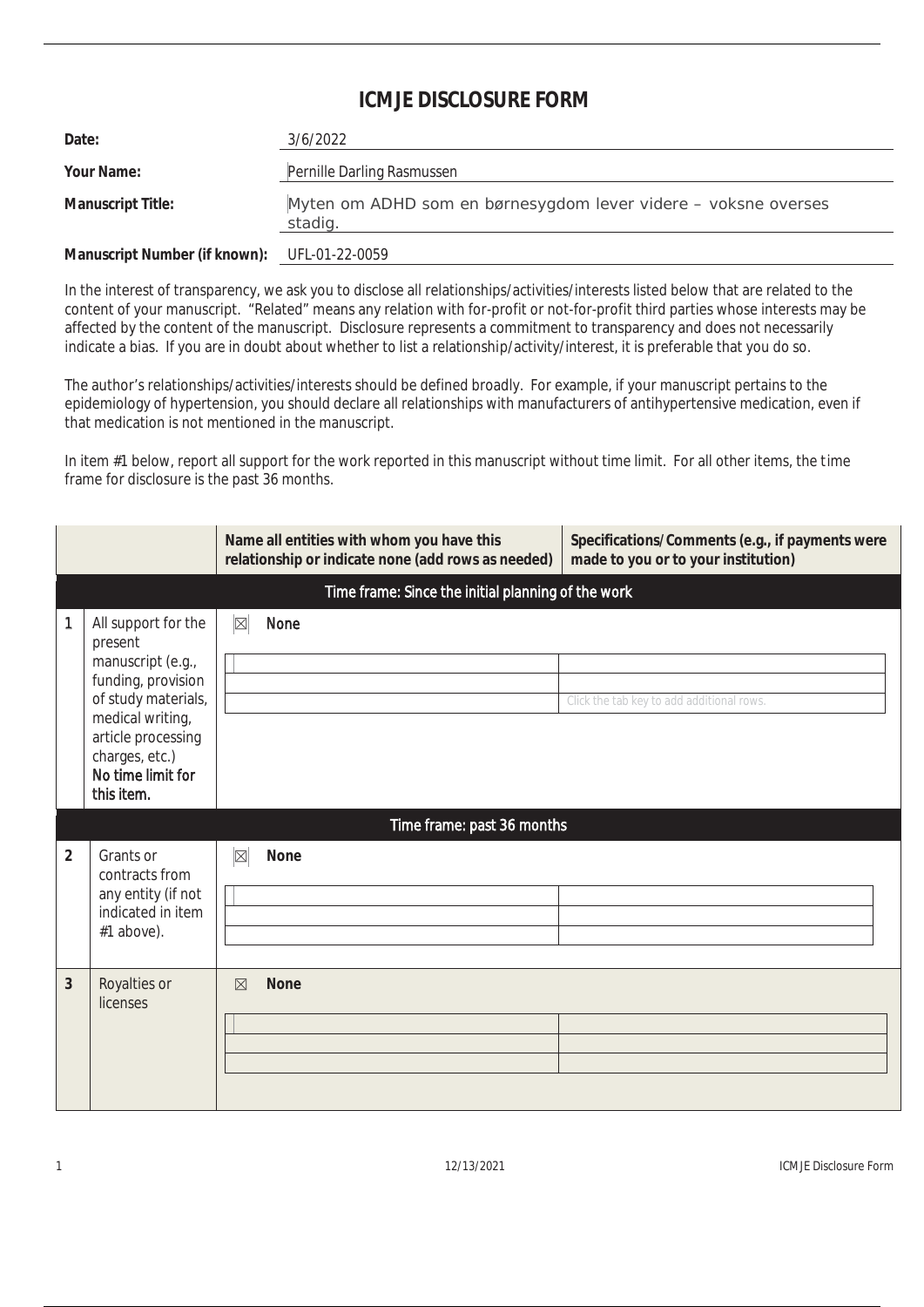# ICMJE DISCLOSURE FORM

| | |
|---|---|
| **Date:** | 3/6/2022 |
| **Your Name:** | Pernille Darling Rasmussen |
| **Manuscript Title:** | Myten om ADHD som en børnesygdom lever videre – voksne overses stadig. |
| **Manuscript Number (if known):** | UFL-01-22-0059 |

In the interest of transparency, we ask you to disclose all relationships/activities/interests listed below that are related to the content of your manuscript. "Related" means any relation with for-profit or not-for-profit third parties whose interests may be affected by the content of the manuscript. Disclosure represents a commitment to transparency and does not necessarily indicate a bias. If you are in doubt about whether to list a relationship/activity/interest, it is preferable that you do so.

The author's relationships/activities/interests should be defined broadly. For example, if your manuscript pertains to the epidemiology of hypertension, you should declare all relationships with manufacturers of antihypertensive medication, even if that medication is not mentioned in the manuscript.

In item #1 below, report all support for the work reported in this manuscript without time limit. For all other items, the time frame for disclosure is the past 36 months.

| | | Name all entities with whom you have this relationship or indicate none (add rows as needed) | Specifications/Comments (e.g., if payments were made to you or to your institution) |
|---|---|---|---|
| | | **Time frame: Since the initial planning of the work** | |
| 1 | All support for the present manuscript (e.g., funding, provision of study materials, medical writing, article processing charges, etc.) **No time limit for this item.** | ☒ None | |
| | | | |
| | | | |
| | | | Click the tab key to add additional rows. |
| | | **Time frame: past 36 months** | |
| 2 | Grants or contracts from any entity (if not indicated in item #1 above). | ☒ None | |
| | | | |
| | | | |
| | | | |
| 3 | Royalties or licenses | ☒ None | |
| | | | |
| | | | |
| | | | |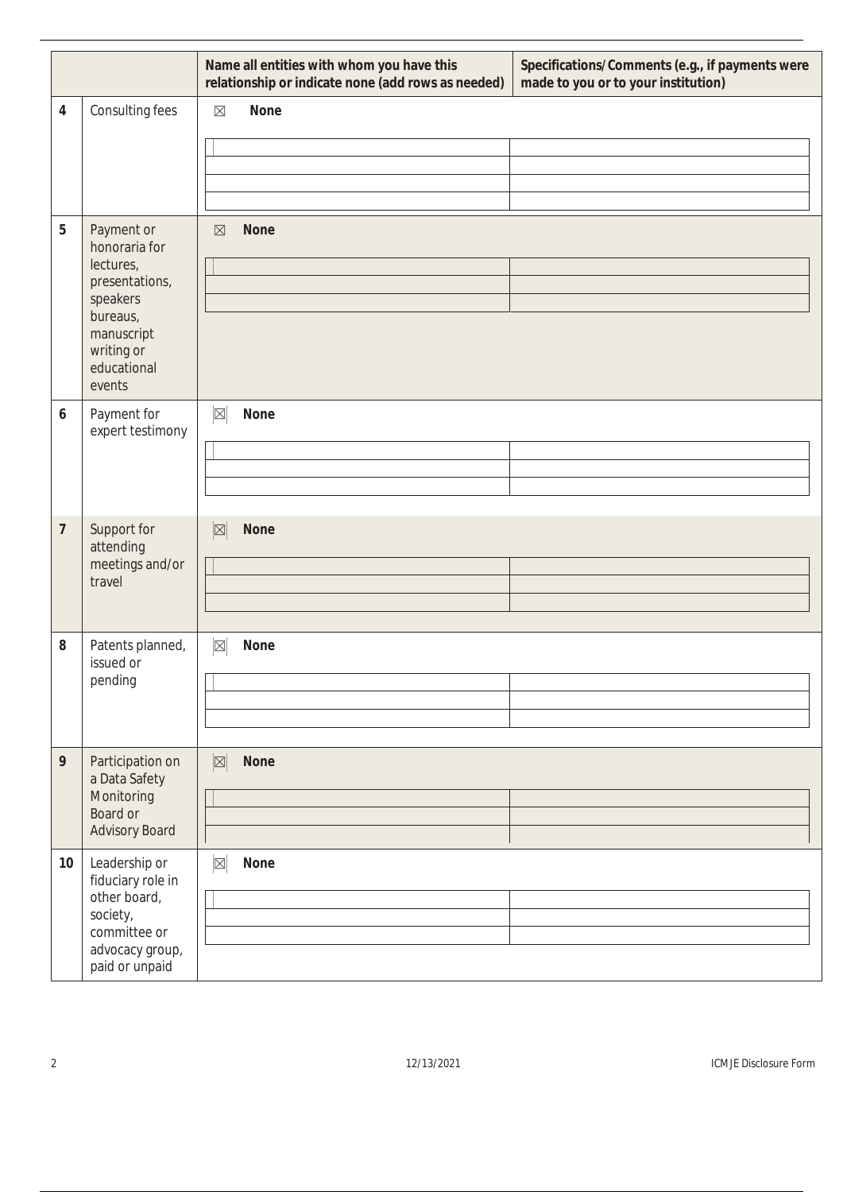| | | Name all entities with whom you have this relationship or indicate none (add rows as needed) | Specifications/Comments (e.g., if payments were made to you or to your institution) |
|---|---|---|---|
| 4 | Consulting fees | ☒ None | |
| 5 | Payment or honoraria for lectures, presentations, speakers bureaus, manuscript writing or educational events | ☒ None | |
| 6 | Payment for expert testimony | ☒ None | |
| 7 | Support for attending meetings and/or travel | ☒ None | |
| 8 | Patents planned, issued or pending | ☒ None | |
| 9 | Participation on a Data Safety Monitoring Board or Advisory Board | ☒ None | |
| 10 | Leadership or fiduciary role in other board, society, committee or advocacy group, paid or unpaid | ☒ None | |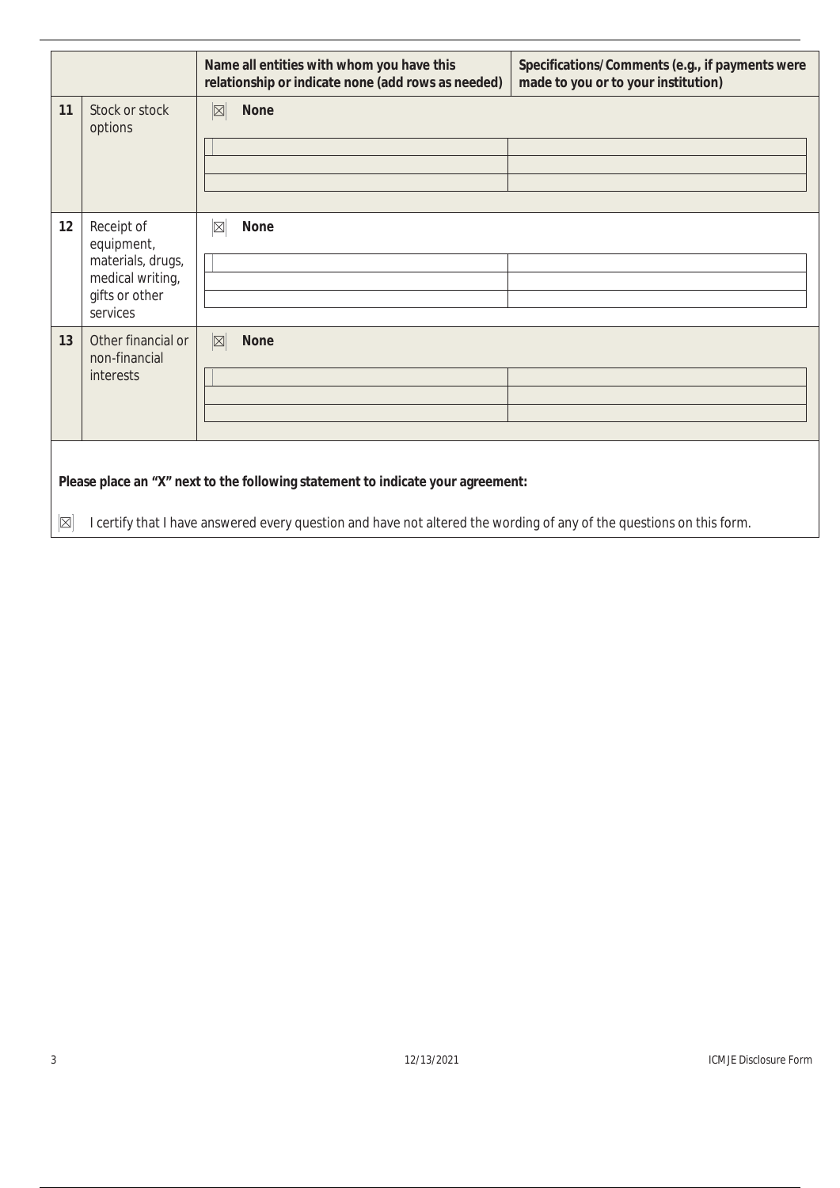| | | Name all entities with whom you have this relationship or indicate none (add rows as needed) | Specifications/Comments (e.g., if payments were made to you or to your institution) |
|---|---|---|---|
| 11 | Stock or stock options | ☒ None | |
| | | | |
| | | | |
| | | | |
| 12 | Receipt of equipment, materials, drugs, medical writing, gifts or other services | ☒ None | |
| | | | |
| | | | |
| | | | |
| 13 | Other financial or non-financial interests | ☒ None | |
| | | | |
| | | | |
| | | | |

**Please place an "X" next to the following statement to indicate your agreement:**

☒ I certify that I have answered every question and have not altered the wording of any of the questions on this form.